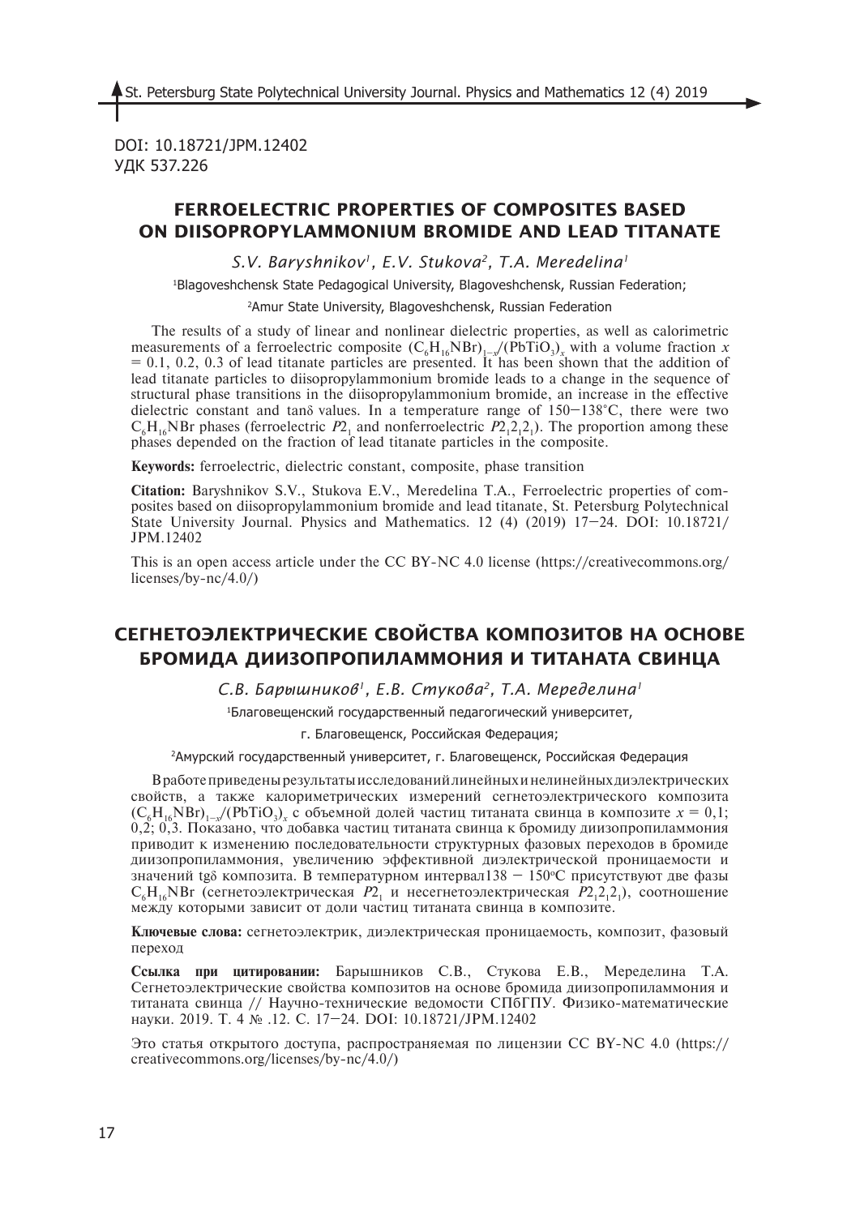DOI: 10.18721/JPM.12402
УДК 537.226

# FERROELECTRIC PROPERTIES OF COMPOSITES BASED ON DIISOPROPYLAMMONIUM BROMIDE AND LEAD TITANATE

*S.V. Baryshnikov[1], E.V. Stukova[2], T.A. Meredelina[1]*

[1]Blagoveshchensk State Pedagogical University, Blagoveshchensk, Russian Federation;

[2]Amur State University, Blagoveshchensk, Russian Federation

The results of a study of linear and nonlinear dielectric properties, as well as calorimetric measurements of a ferroelectric composite $(C_6H_{16}NBr)_{1-x}/(PbTiO_3)_x$ with a volume fraction $x$ = 0.1, 0.2, 0.3 of lead titanate particles are presented. It has been shown that the addition of lead titanate particles to diisopropylammonium bromide leads to a change in the sequence of structural phase transitions in the diisopropylammonium bromide, an increase in the effective dielectric constant and tanδ values. In a temperature range of 150–138°C, there were two $C_6H_{16}NBr$ phases (ferroelectric $P2_1$ and nonferroelectric $P2_12_12_1$). The proportion among these phases depended on the fraction of lead titanate particles in the composite.

**Keywords:** ferroelectric, dielectric constant, composite, phase transition

**Citation:** Baryshnikov S.V., Stukova E.V., Meredelina T.A., Ferroelectric properties of composites based on diisopropylammonium bromide and lead titanate, St. Petersburg Polytechnical State University Journal. Physics and Mathematics. 12 (4) (2019) 17–24. DOI: 10.18721/JPM.12402

This is an open access article under the CC BY-NC 4.0 license (https://creativecommons.org/licenses/by-nc/4.0/)

# СЕГНЕТОЭЛЕКТРИЧЕСКИЕ СВОЙСТВА КОМПОЗИТОВ НА ОСНОВЕ БРОМИДА ДИИЗОПРОПИЛАММОНИЯ И ТИТАНАТА СВИНЦА

*С.В. Барышников[1], Е.В. Стукова[2], Т.А. Меределина[1]*

[1]Благовещенский государственный педагогический университет, г. Благовещенск, Российская Федерация;

[2]Амурский государственный университет, г. Благовещенск, Российская Федерация

В работе приведены результаты исследований линейных и нелинейных диэлектрических свойств, а также калориметрических измерений сегнетоэлектрического композита $(C_6H_{16}NBr)_{1-x}/(PbTiO_3)_x$ с объемной долей частиц титаната свинца в композите $x$ = 0,1; 0,2; 0,3. Показано, что добавка частиц титаната свинца к бромиду диизопропиламмония приводит к изменению последовательности структурных фазовых переходов в бромиде диизопропиламмония, увеличению эффективной диэлектрической проницаемости и значений tgδ композита. В температурном интервал138 – 150°С присутствуют две фазы $C_6H_{16}NBr$ (сегнетоэлектрическая $P2_1$ и несегнетоэлектрическая $P2_12_12_1$), соотношение между которыми зависит от доли частиц титаната свинца в композите.

**Ключевые слова:** сегнетоэлектрик, диэлектрическая проницаемость, композит, фазовый переход

**Ссылка при цитировании:** Барышников С.В., Стукова Е.В., Меределина Т.А. Сегнетоэлектрические свойства композитов на основе бромида диизопропиламмония и титаната свинца // Научно-технические ведомости СПбГПУ. Физико-математические науки. 2019. Т. 4 № .12. С. 17–24. DOI: 10.18721/JPM.12402

Это статья открытого доступа, распространяемая по лицензии CC BY-NC 4.0 (https://creativecommons.org/licenses/by-nc/4.0/)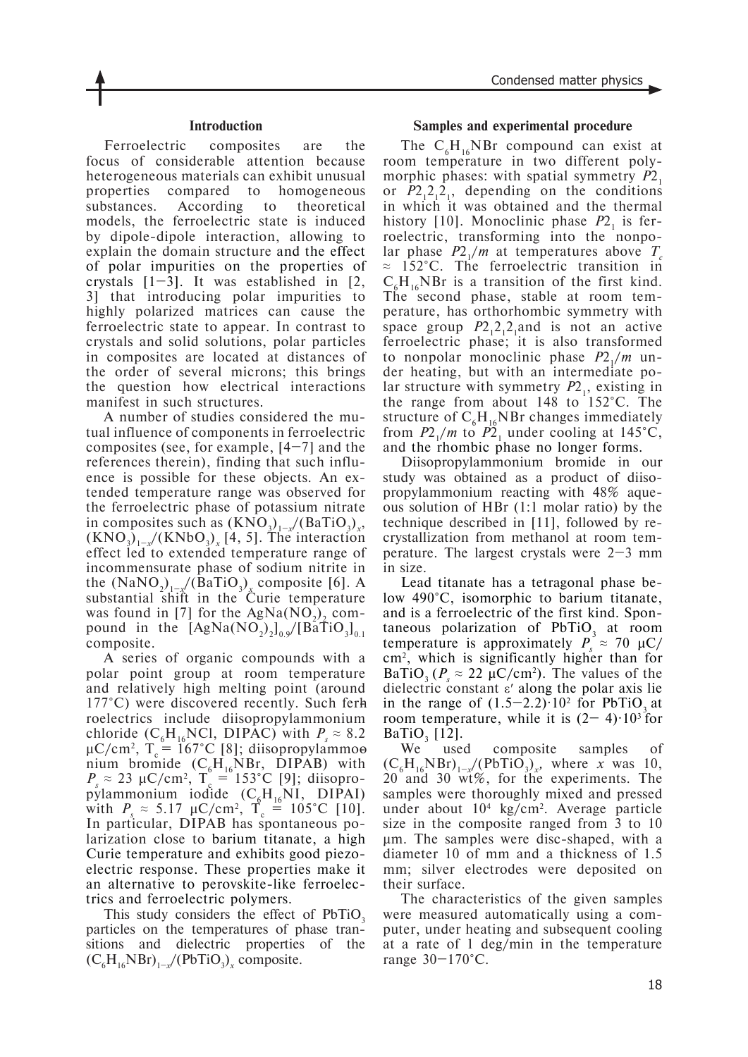## Introduction

Ferroelectric composites are the focus of considerable attention because heterogeneous materials can exhibit unusual properties compared to homogeneous substances. According to theoretical models, the ferroelectric state is induced by dipole-dipole interaction, allowing to explain the domain structure and the effect of polar impurities on the properties of crystals [1–3]. It was established in [2, 3] that introducing polar impurities to highly polarized matrices can cause the ferroelectric state to appear. In contrast to crystals and solid solutions, polar particles in composites are located at distances of the order of several microns; this brings the question how electrical interactions manifest in such structures.

A number of studies considered the mutual influence of components in ferroelectric composites (see, for example, [4–7] and the references therein), finding that such influence is possible for these objects. An extended temperature range was observed for the ferroelectric phase of potassium nitrate in composites such as $(KNO_3)_{1-x}/(BaTiO_3)_x$, $(KNO_3)_{1-x}/(KNbO_3)_x$ [4, 5]. The interaction effect led to extended temperature range of incommensurate phase of sodium nitrite in the $(NaNO_2)_{1-x}/(BaTiO_3)_x$ composite [6]. A substantial shift in the Curie temperature was found in [7] for the $AgNa(NO_2)_2$ compound in the $[AgNa(NO_2)_2]_{0.9}/[BaTiO_3]_{0.1}$ composite.

A series of organic compounds with a polar point group at room temperature and relatively high melting point (around 177°C) were discovered recently. Such ferroelectrics include diisopropylammonium chloride ($C_6H_{16}NCl$, DIPAC) with $P_s \approx 8.2$ μC/cm², $T_c = 167$°C [8]; diisopropylammonium bromide ($C_6H_{16}NBr$, DIPAB) with $P_s \approx 23$ μC/cm², $T_c = 153$°C [9]; diisopropylammonium iodide ($C_6H_{16}NI$, DIPAI) with $P_s \approx 5.17$ μC/cm², $T_c = 105$°C [10]. In particular, DIPAB has spontaneous polarization close to barium titanate, a high Curie temperature and exhibits good piezoelectric response. These properties make it an alternative to perovskite-like ferroelectrics and ferroelectric polymers.

This study considers the effect of $PbTiO_3$ particles on the temperatures of phase transitions and dielectric properties of the $(C_6H_{16}NBr)_{1-x}/(PbTiO_3)_x$ composite.

## Samples and experimental procedure

The $C_6H_{16}NBr$ compound can exist at room temperature in two different polymorphic phases: with spatial symmetry $P2_1$ or $P2_12_12_1$, depending on the conditions in which it was obtained and the thermal history [10]. Monoclinic phase $P2_1$ is ferroelectric, transforming into the nonpolar phase $P2_1/m$ at temperatures above $T_c \approx 152$°C. The ferroelectric transition in $C_6H_{16}NBr$ is a transition of the first kind. The second phase, stable at room temperature, has orthorhombic symmetry with space group $P2_12_12_1$ and is not an active ferroelectric phase; it is also transformed to nonpolar monoclinic phase $P2_1/m$ under heating, but with an intermediate polar structure with symmetry $P2_1$, existing in the range from about 148 to 152°C. The structure of $C_6H_{16}NBr$ changes immediately from $P2_1/m$ to $P2_1$ under cooling at 145°C, and the rhombic phase no longer forms.

Diisopropylammonium bromide in our study was obtained as a product of diisopropylammonium reacting with 48% aqueous solution of HBr (1:1 molar ratio) by the technique described in [11], followed by recrystallization from methanol at room temperature. The largest crystals were 2–3 mm in size.

Lead titanate has a tetragonal phase below 490°C, isomorphic to barium titanate, and is a ferroelectric of the first kind. Spontaneous polarization of $PbTiO_3$ at room temperature is approximately $P_s \approx 70$ μC/cm², which is significantly higher than for $BaTiO_3$ ($P_s \approx 22$ μC/cm²). The values of the dielectric constant ε′ along the polar axis lie in the range of $(1.5–2.2)\cdot10^2$ for $PbTiO_3$ at room temperature, while it is $(2–4)\cdot10^3$ for $BaTiO_3$ [12].

We used composite samples of $(C_6H_{16}NBr)_{1-x}/(PbTiO_3)_x$, where $x$ was 10, 20 and 30 wt%, for the experiments. The samples were thoroughly mixed and pressed under about $10^4$ kg/cm². Average particle size in the composite ranged from 3 to 10 μm. The samples were disc-shaped, with a diameter 10 of mm and a thickness of 1.5 mm; silver electrodes were deposited on their surface.

The characteristics of the given samples were measured automatically using a computer, under heating and subsequent cooling at a rate of 1 deg/min in the temperature range 30–170°C.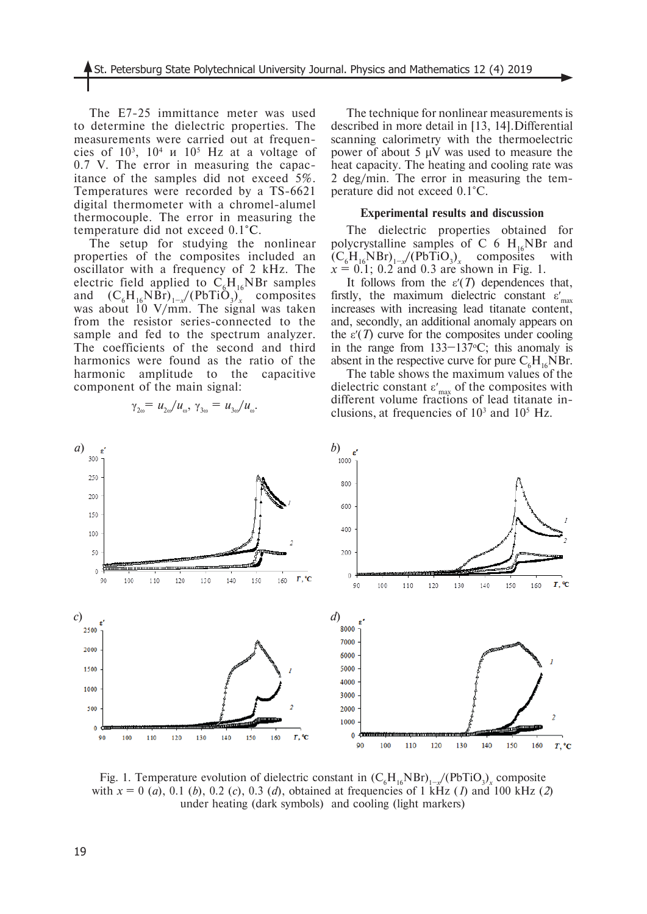The E7-25 immittance meter was used to determine the dielectric properties. The measurements were carried out at frequencies of $10^3$, $10^4$ и $10^5$ Hz at a voltage of 0.7 V. The error in measuring the capacitance of the samples did not exceed 5%. Temperatures were recorded by a TS-6621 digital thermometer with a chromel-alumel thermocouple. The error in measuring the temperature did not exceed 0.1°C.

The setup for studying the nonlinear properties of the composites included an oscillator with a frequency of 2 kHz. The electric field applied to $C_6H_{16}NBr$ samples and $(C_6H_{16}NBr)_{1-x}/(PbTiO_3)_x$ composites was about 10 V/mm. The signal was taken from the resistor series-connected to the sample and fed to the spectrum analyzer. The coefficients of the second and third harmonics were found as the ratio of the harmonic amplitude to the capacitive component of the main signal:

$$\gamma_{2\omega} = u_{2\omega}/u_{\omega},\ \gamma_{3\omega} = u_{3\omega}/u_{\omega}.$$

The technique for nonlinear measurements is described in more detail in [13, 14]. Differential scanning calorimetry with the thermoelectric power of about 5 μV was used to measure the heat capacity. The heating and cooling rate was 2 deg/min. The error in measuring the temperature did not exceed 0.1°C.

## Experimental results and discussion

The dielectric properties obtained for polycrystalline samples of $C_6H_{16}NBr$ and $(C_6H_{16}NBr)_{1-x}/(PbTiO_3)_x$ composites with $x = 0.1$; 0.2 and 0.3 are shown in Fig. 1.

It follows from the $\varepsilon'(T)$ dependences that, firstly, the maximum dielectric constant $\varepsilon'_{max}$ increases with increasing lead titanate content, and, secondly, an additional anomaly appears on the $\varepsilon'(T)$ curve for the composites under cooling in the range from 133–137°C; this anomaly is absent in the respective curve for pure $C_6H_{16}NBr$.

The table shows the maximum values of the dielectric constant $\varepsilon'_{max}$ of the composites with different volume fractions of lead titanate inclusions, at frequencies of $10^3$ and $10^5$ Hz.

Fig. 1. Temperature evolution of dielectric constant in $(C_6H_{16}NBr)_{1-x}/(PbTiO_3)_x$ composite with $x = 0$ (*a*), 0.1 (*b*), 0.2 (*c*), 0.3 (*d*), obtained at frequencies of 1 kHz (*1*) and 100 kHz (*2*) under heating (dark symbols) and cooling (light markers)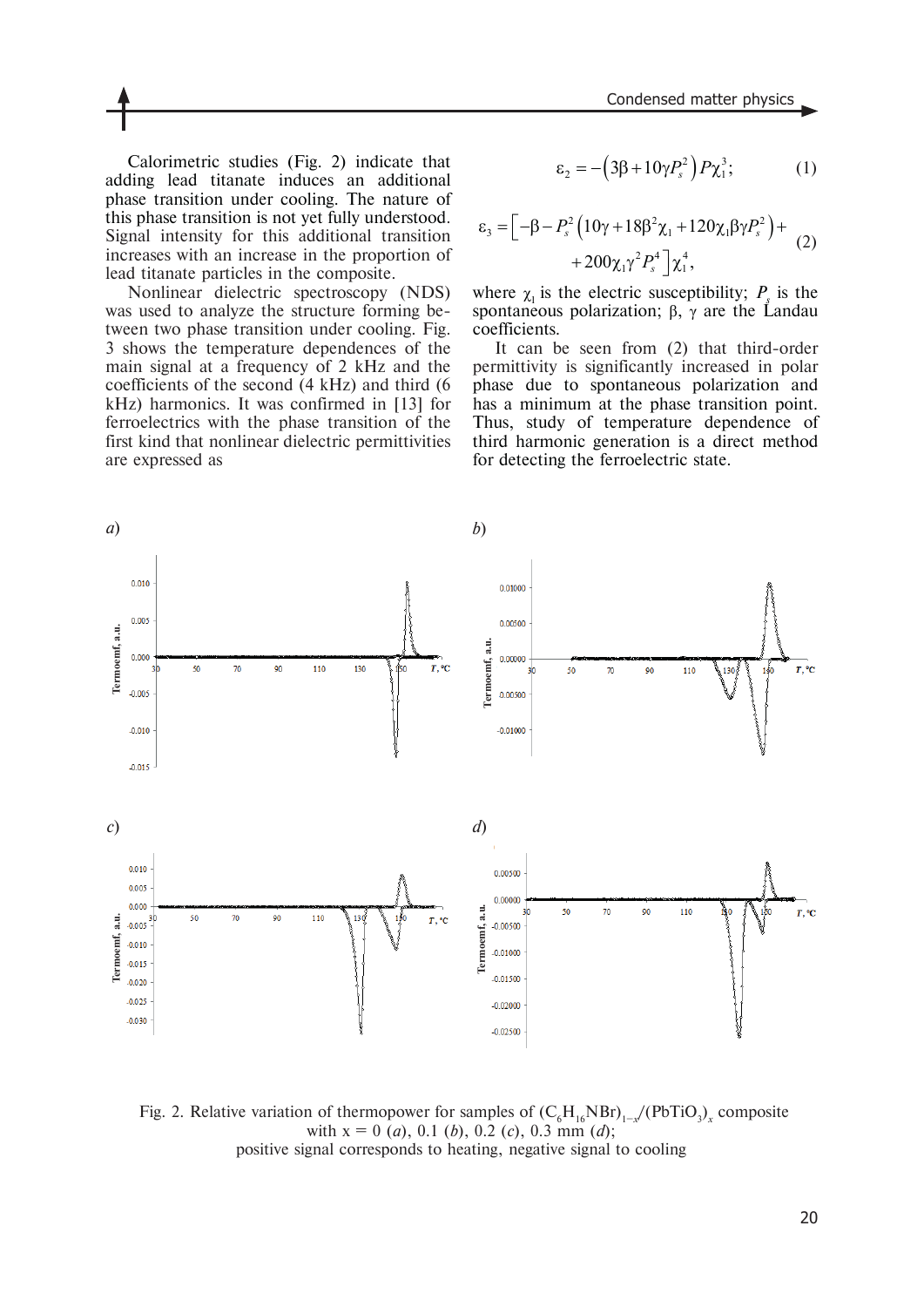Calorimetric studies (Fig. 2) indicate that adding lead titanate induces an additional phase transition under cooling. The nature of this phase transition is not yet fully understood. Signal intensity for this additional transition increases with an increase in the proportion of lead titanate particles in the composite.

Nonlinear dielectric spectroscopy (NDS) was used to analyze the structure forming between two phase transition under cooling. Fig. 3 shows the temperature dependences of the main signal at a frequency of 2 kHz and the coefficients of the second (4 kHz) and third (6 kHz) harmonics. It was confirmed in [13] for ferroelectrics with the phase transition of the first kind that nonlinear dielectric permittivities are expressed as

$$\varepsilon_2 = -\left(3\beta + 10\gamma P_s^2\right) P \chi_1^3; \qquad (1)$$

$$\varepsilon_3 = \left[-\beta - P_s^2\left(10\gamma + 18\beta^2\chi_1 + 120\chi_1\beta\gamma P_s^2\right) + 200\chi_1\gamma^2 P_s^4\right]\chi_1^4, \qquad (2)$$

where $\chi_1$ is the electric susceptibility; $P_s$ is the spontaneous polarization; $\beta$, $\gamma$ are the Landau coefficients.

It can be seen from (2) that third-order permittivity is significantly increased in polar phase due to spontaneous polarization and has a minimum at the phase transition point. Thus, study of temperature dependence of third harmonic generation is a direct method for detecting the ferroelectric state.

Fig. 2. Relative variation of thermopower for samples of $(C_6H_{16}NBr)_{1-x}/(PbTiO_3)_x$ composite with x = 0 (*a*), 0.1 (*b*), 0.2 (*c*), 0.3 mm (*d*); positive signal corresponds to heating, negative signal to cooling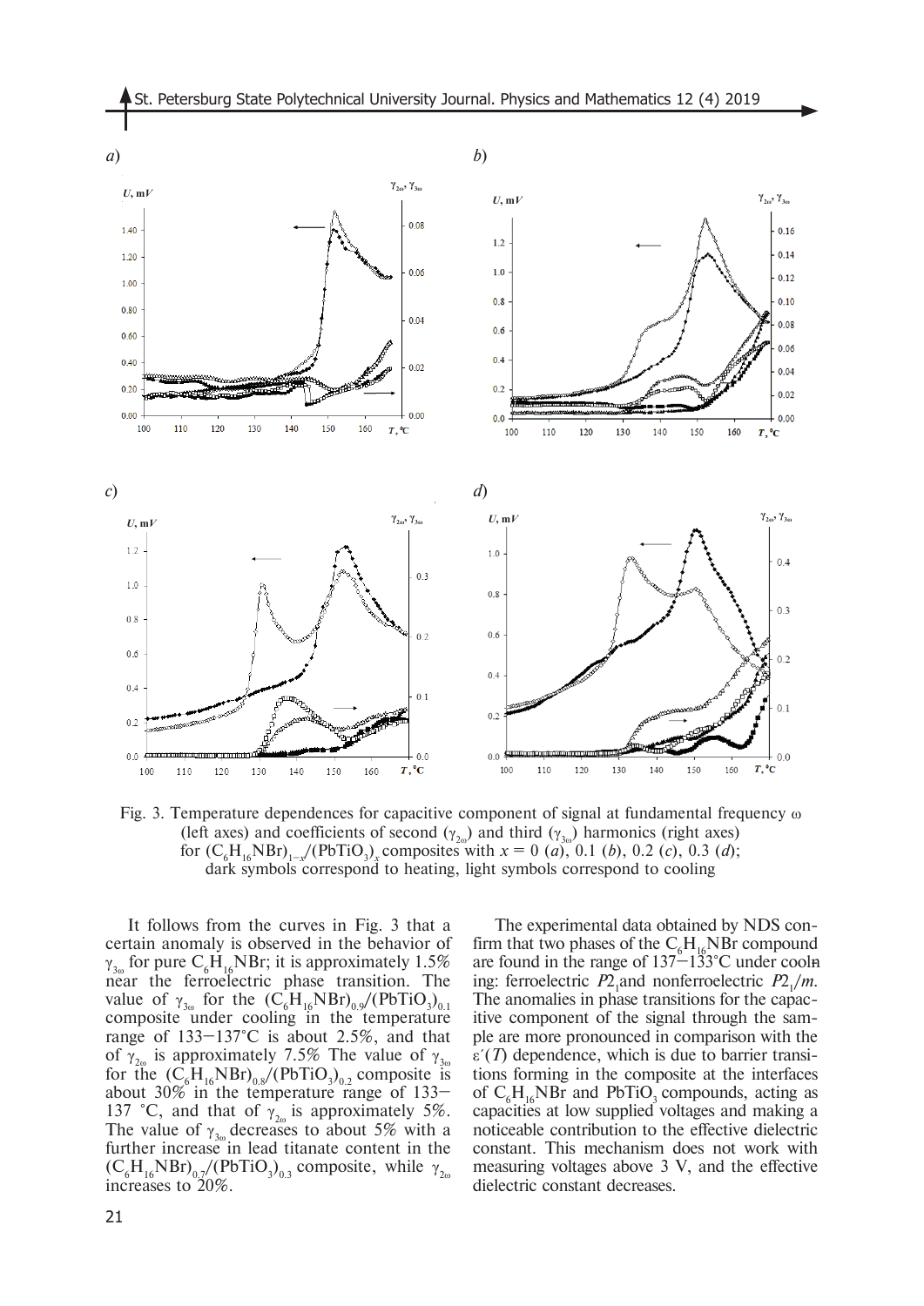Fig. 3. Temperature dependences for capacitive component of signal at fundamental frequency ω (left axes) and coefficients of second ($\gamma_{2\omega}$) and third ($\gamma_{3\omega}$) harmonics (right axes) for $(C_6H_{16}NBr)_{1-x}/(PbTiO_3)_x$ composites with $x = 0$ (*a*), 0.1 (*b*), 0.2 (*c*), 0.3 (*d*); dark symbols correspond to heating, light symbols correspond to cooling

It follows from the curves in Fig. 3 that a certain anomaly is observed in the behavior of $\gamma_{3\omega}$ for pure $C_6H_{16}NBr$; it is approximately 1.5% near the ferroelectric phase transition. The value of $\gamma_{3\omega}$ for the $(C_6H_{16}NBr)_{0.9}/(PbTiO_3)_{0.1}$ composite under cooling in the temperature range of 133–137°C is about 2.5%, and that of $\gamma_{2\omega}$ is approximately 7.5% The value of $\gamma_{3\omega}$ for the $(C_6H_{16}NBr)_{0.8}/(PbTiO_3)_{0.2}$ composite is about 30% in the temperature range of 133–137 °C, and that of $\gamma_{2\omega}$ is approximately 5%. The value of $\gamma_{3\omega}$ decreases to about 5% with a further increase in lead titanate content in the $(C_6H_{16}NBr)_{0.7}/(PbTiO_3)_{0.3}$ composite, while $\gamma_{2\omega}$ increases to 20%.

The experimental data obtained by NDS confirm that two phases of the $C_6H_{16}NBr$ compound are found in the range of 137–133°C under cooling: ferroelectric $P2_1$ and nonferroelectric $P2_1/m$. The anomalies in phase transitions for the capacitive component of the signal through the sample are more pronounced in comparison with the $\varepsilon'(T)$ dependence, which is due to barrier transitions forming in the composite at the interfaces of $C_6H_{16}NBr$ and $PbTiO_3$ compounds, acting as capacities at low supplied voltages and making a noticeable contribution to the effective dielectric constant. This mechanism does not work with measuring voltages above 3 V, and the effective dielectric constant decreases.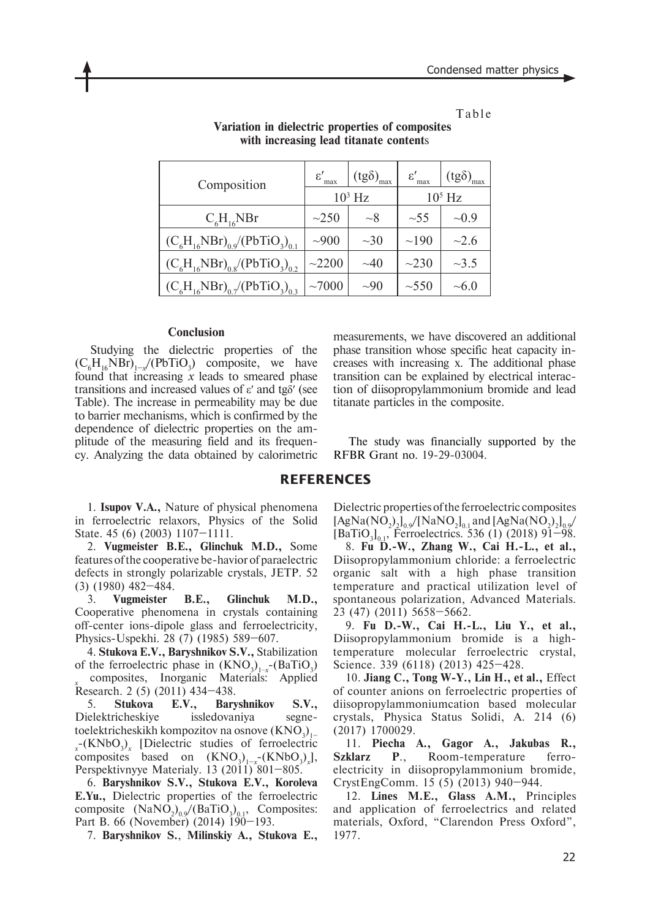Table

**Variation in dielectric properties of composites with increasing lead titanate contents**

| Composition | $\varepsilon'_{max}$ | $(tg\delta)_{max}$ | $\varepsilon'_{max}$ | $(tg\delta)_{max}$ |
|---|---|---|---|---|
| | $10^3$ Hz | | $10^5$ Hz | |
| $C_6H_{16}NBr$ | ~250 | ~8 | ~55 | ~0.9 |
| $(C_6H_{16}NBr)_{0.9}/(PbTiO_3)_{0.1}$ | ~900 | ~30 | ~190 | ~2.6 |
| $(C_6H_{16}NBr)_{0.8}/(PbTiO_3)_{0.2}$ | ~2200 | ~40 | ~230 | ~3.5 |
| $(C_6H_{16}NBr)_{0.7}/(PbTiO_3)_{0.3}$ | ~7000 | ~90 | ~550 | ~6.0 |

## Conclusion

Studying the dielectric properties of the $(C_6H_{16}NBr)_{1-x}/(PbTiO_3)$ composite, we have found that increasing $x$ leads to smeared phase transitions and increased values of $\varepsilon'$ and $tg\delta'$ (see Table). The increase in permeability may be due to barrier mechanisms, which is confirmed by the dependence of dielectric properties on the amplitude of the measuring field and its frequency. Analyzing the data obtained by calorimetric measurements, we have discovered an additional phase transition whose specific heat capacity increases with increasing x. The additional phase transition can be explained by electrical interaction of diisopropylammonium bromide and lead titanate particles in the composite.

The study was financially supported by the RFBR Grant no. 19-29-03004.

## REFERENCES

1. **Isupov V.A.,** Nature of physical phenomena in ferroelectric relaxors, Physics of the Solid State. 45 (6) (2003) 1107–1111.

2. **Vugmeister B.E., Glinchuk M.D.,** Some features of the cooperative be-havior of paraelectric defects in strongly polarizable crystals, JETP. 52 (3) (1980) 482–484.

3. **Vugmeister B.E., Glinchuk M.D.,** Cooperative phenomena in crystals containing off-center ions-dipole glass and ferroelectricity, Physics-Uspekhi. 28 (7) (1985) 589–607.

4. **Stukova E.V., Baryshnikov S.V.,** Stabilization of the ferroelectric phase in $(KNO_3)_{1-x}$-$(BaTiO_3)_x$ composites, Inorganic Materials: Applied Research. 2 (5) (2011) 434–438.

5. **Stukova E.V., Baryshnikov S.V.,** Dielektricheskiye issledovaniya segnetoelektricheskikh kompozitov na osnove $(KNO_3)_{1-x}$-$(KNbO_3)_x$ [Dielectric studies of ferroelectric composites based on $(KNO_3)_{1-x}$-$(KNbO_3)_x$], Perspektivnyye Materialy. 13 (2011) 801–805.

6. **Baryshnikov S.V., Stukova E.V., Koroleva E.Yu.,** Dielectric properties of the ferroelectric composite $(NaNO_2)_{0.9}/(BaTiO_3)_{0.1}$, Composites: Part B. 66 (November) (2014) 190–193.

7. **Baryshnikov S., Milinskiy A., Stukova E.,** Dielectric properties of the ferroelectric composites $[AgNa(NO_2)_2]_{0.9}/[NaNO_2]_{0.1}$ and $[AgNa(NO_2)_2]_{0.9}/[BaTiO_3]_{0.1}$, Ferroelectrics. 536 (1) (2018) 91–98.

8. **Fu D.-W., Zhang W., Cai H.-L., et al.,** Diisopropylammonium chloride: a ferroelectric organic salt with a high phase transition temperature and practical utilization level of spontaneous polarization, Advanced Materials. 23 (47) (2011) 5658–5662.

9. **Fu D.-W., Cai H.-L., Liu Y., et al.,** Diisopropylammonium bromide is a high-temperature molecular ferroelectric crystal, Science. 339 (6118) (2013) 425–428.

10. **Jiang C., Tong W-Y., Lin H., et al.,** Effect of counter anions on ferroelectric properties of diisopropylammoniumcation based molecular crystals, Physica Status Solidi, A. 214 (6) (2017) 1700029.

11. **Piecha A., Gagor A., Jakubas R., Szklarz P.,** Room-temperature ferroelectricity in diisopropylammonium bromide, CrystEngComm. 15 (5) (2013) 940–944.

12. **Lines M.E., Glass A.M.,** Principles and application of ferroelectrics and related materials, Oxford, "Clarendon Press Oxford", 1977.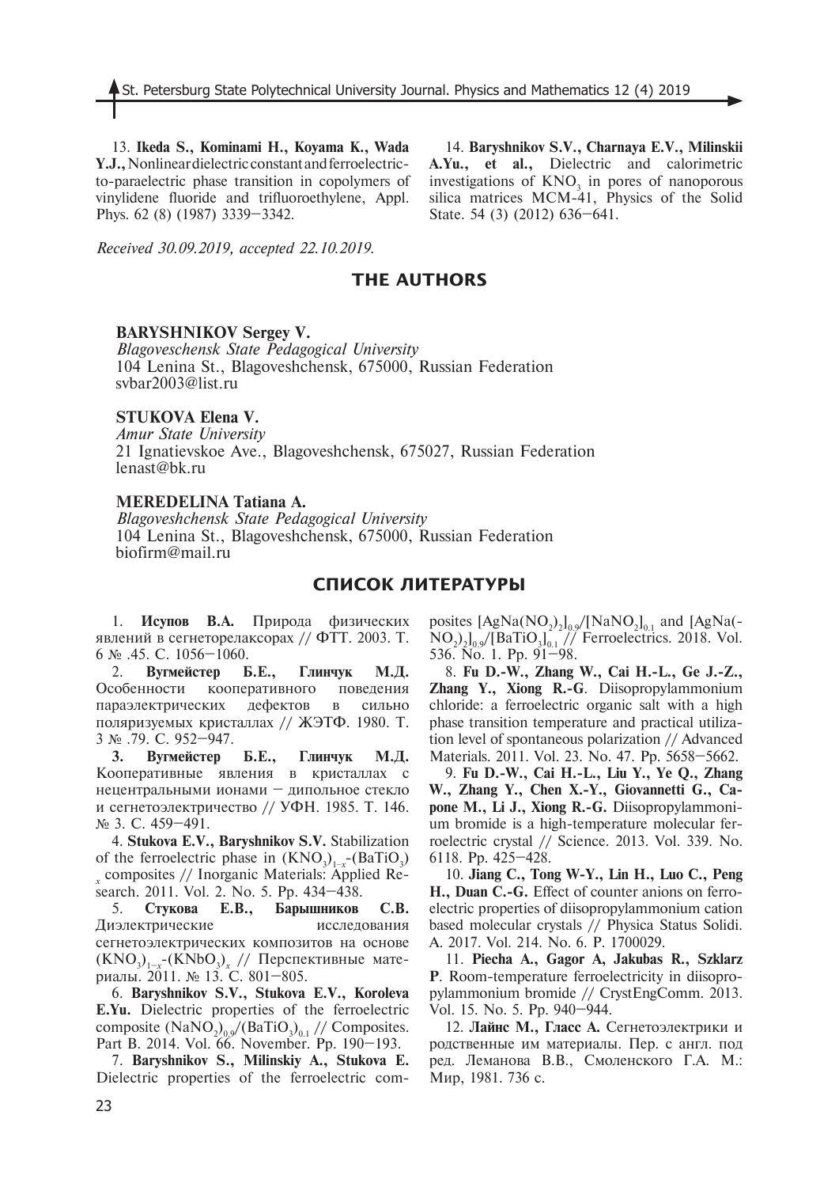13. **Ikeda S., Kominami H., Koyama K., Wada Y.J.**, Nonlinear dielectric constant and ferroelectric-to-paraelectric phase transition in copolymers of vinylidene fluoride and trifluoroethylene, Appl. Phys. 62 (8) (1987) 3339–3342.

14. **Baryshnikov S.V., Charnaya E.V., Milinskii A.Yu., et al.**, Dielectric and calorimetric investigations of $KNO_3$ in pores of nanoporous silica matrices MCM-41, Physics of the Solid State. 54 (3) (2012) 636–641.

*Received 30.09.2019, accepted 22.10.2019.*

## THE AUTHORS

**BARYSHNIKOV Sergey V.**
*Blagoveschensk State Pedagogical University*
104 Lenina St., Blagoveshchensk, 675000, Russian Federation
svbar2003@list.ru

**STUKOVA Elena V.**
*Amur State University*
21 Ignatievskoe Ave., Blagoveshchensk, 675027, Russian Federation
lenast@bk.ru

**MEREDELINA Tatiana A.**
*Blagoveshchensk State Pedagogical University*
104 Lenina St., Blagoveshchensk, 675000, Russian Federation
biofirm@mail.ru

## СПИСОК ЛИТЕРАТУРЫ

1. **Исупов В.А.** Природа физических явлений в сегнеторелаксорах // ФТТ. 2003. Т. 6 № .45. С. 1056–1060.

2. **Вугмейстер Б.Е., Глинчук М.Д.** Особенности кооперативного поведения параэлектрических дефектов в сильно поляризуемых кристаллах // ЖЭТФ. 1980. Т. 3 № .79. С. 952–947.

3. **Вугмейстер Б.Е., Глинчук М.Д.** Кооперативные явления в кристаллах с нецентральными ионами – дипольное стекло и сегнетоэлектричество // УФН. 1985. Т. 146. № 3. С. 459–491.

4. **Stukova E.V., Baryshnikov S.V.** Stabilization of the ferroelectric phase in $(KNO_3)_{1-x}$-$(BaTiO_3)_x$ composites // Inorganic Materials: Applied Research. 2011. Vol. 2. No. 5. Pp. 434–438.

5. **Стукова Е.В., Барышников С.В.** Диэлектрические исследования сегнетоэлектрических композитов на основе $(KNO_3)_{1-x}$-$(KNbO_3)_x$ // Перспективные материалы. 2011. № 13. С. 801–805.

6. **Baryshnikov S.V., Stukova E.V., Koroleva E.Yu.** Dielectric properties of the ferroelectric composite $(NaNO_2)_{0.9}/(BaTiO_3)_{0.1}$ // Composites. Part B. 2014. Vol. 66. November. Pp. 190–193.

7. **Baryshnikov S., Milinskiy A., Stukova E.** Dielectric properties of the ferroelectric composites $[AgNa(NO_2)_2]_{0.9}/[NaNO_2]_{0.1}$ and $[AgNa(NO_2)_2]_{0.9}/[BaTiO_3]_{0.1}$ // Ferroelectrics. 2018. Vol. 536. No. 1. Pp. 91–98.

8. **Fu D.-W., Zhang W., Cai H.-L., Ge J.-Z., Zhang Y., Xiong R.-G**. Diisopropylammonium chloride: a ferroelectric organic salt with a high phase transition temperature and practical utilization level of spontaneous polarization // Advanced Materials. 2011. Vol. 23. No. 47. Pp. 5658–5662.

9. **Fu D.-W., Cai H.-L., Liu Y., Ye Q., Zhang W., Zhang Y., Chen X.-Y., Giovannetti G., Capone M., Li J., Xiong R.-G.** Diisopropylammonium bromide is a high-temperature molecular ferroelectric crystal // Science. 2013. Vol. 339. No. 6118. Pp. 425–428.

10. **Jiang C., Tong W-Y., Lin H., Luo C., Peng H., Duan C.-G.** Effect of counter anions on ferroelectric properties of diisopropylammonium cation based molecular crystals // Physica Status Solidi. A. 2017. Vol. 214. No. 6. P. 1700029.

11. **Piecha A., Gagor A, Jakubas R., Szklarz P**. Room-temperature ferroelectricity in diisopropylammonium bromide // CrystEngComm. 2013. Vol. 15. No. 5. Pp. 940–944.

12. **Лайнс М., Гласс А.** Сегнетоэлектрики и родственные им материалы. Пер. с англ. под ред. Леманова В.В., Смоленского Г.А. М.: Мир, 1981. 736 с.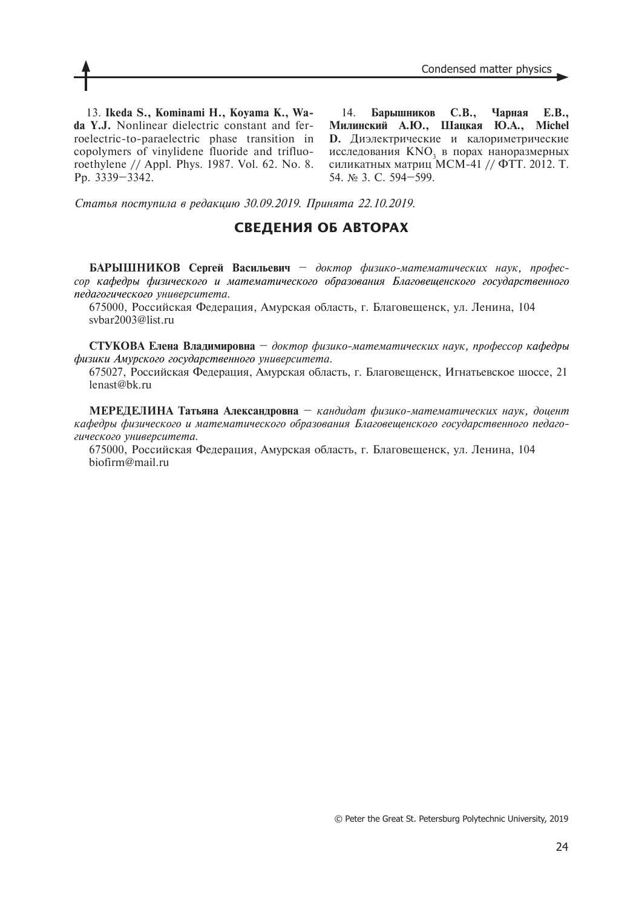13. **Ikeda S., Kominami H., Koyama K., Wada Y.J.** Nonlinear dielectric constant and ferroelectric-to-paraelectric phase transition in copolymers of vinylidene fluoride and trifluoroethylene // Appl. Phys. 1987. Vol. 62. No. 8. Pp. 3339–3342.

14. **Барышников С.В., Чарная Е.В., Милинский А.Ю., Шацкая Ю.А., Michel D.** Диэлектрические и калориметрические исследования $KNO_3$ в порах наноразмерных силикатных матриц MCM-41 // ФТТ. 2012. Т. 54. № 3. С. 594–599.

*Статья поступила в редакцию 30.09.2019. Принята 22.10.2019.*

## СВЕДЕНИЯ ОБ АВТОРАХ

**БАРЫШНИКОВ Сергей Васильевич** – *доктор физико-математических наук, профессор кафедры физического и математического образования Благовещенского государственного педагогического университета.*

675000, Российская Федерация, Амурская область, г. Благовещенск, ул. Ленина, 104
svbar2003@list.ru

**СТУКОВА Елена Владимировна** – *доктор физико-математических наук, профессор кафедры физики Амурского государственного университета.*

675027, Российская Федерация, Амурская область, г. Благовещенск, Игнатьевское шоссе, 21
lenast@bk.ru

**МЕРЕДЕЛИНА Татьяна Александровна** – *кандидат физико-математических наук, доцент кафедры физического и математического образования Благовещенского государственного педагогического университета.*

675000, Российская Федерация, Амурская область, г. Благовещенск, ул. Ленина, 104
biofirm@mail.ru

© Peter the Great St. Petersburg Polytechnic University, 2019